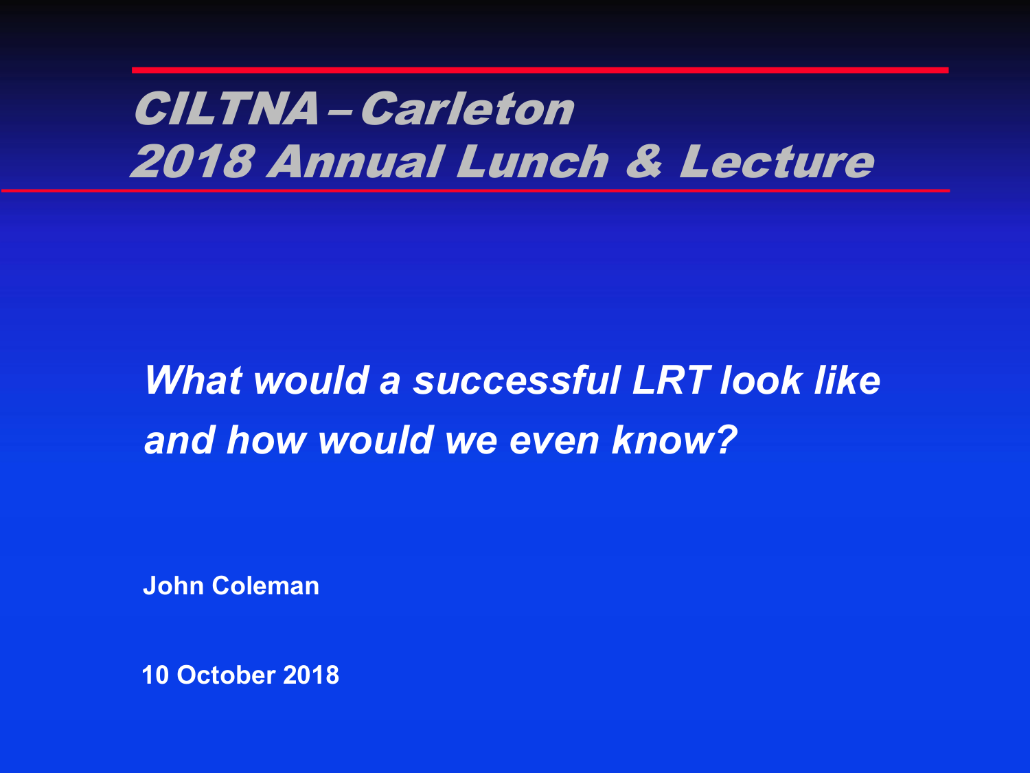# CILTNA – Carleton
# 2018 Annual Lunch & Lecture

## *What would a successful LRT look like and how would we even know?*

**John Coleman**

**10 October 2018**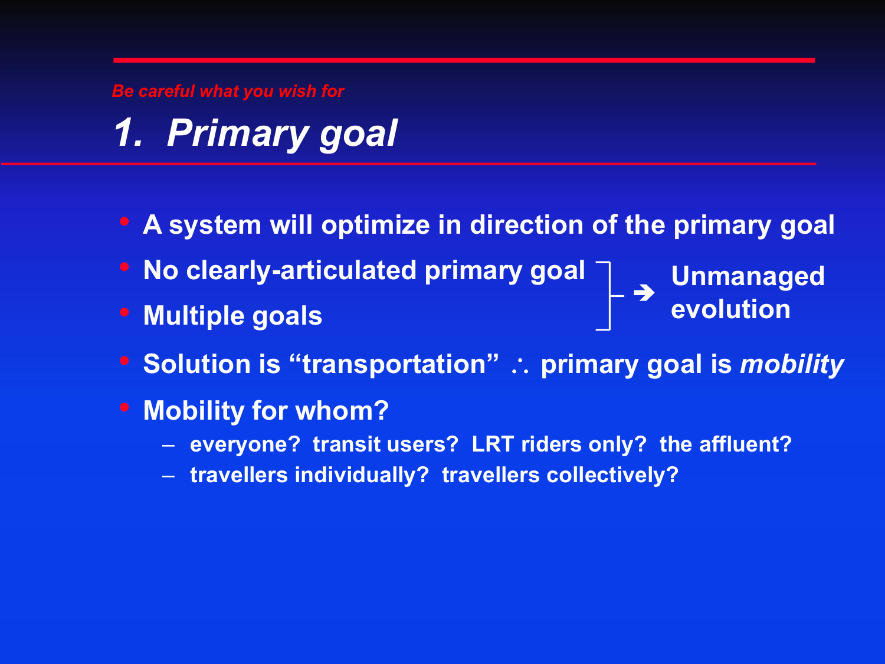*Be careful what you wish for*

# *1. Primary goal*

- A system will optimize in direction of the primary goal
- No clearly-articulated primary goal
- Multiple goals

  → Unmanaged evolution

- Solution is “transportation” ∴ primary goal is *mobility*
- Mobility for whom?
  - everyone? transit users? LRT riders only? the affluent?
  - travellers individually? travellers collectively?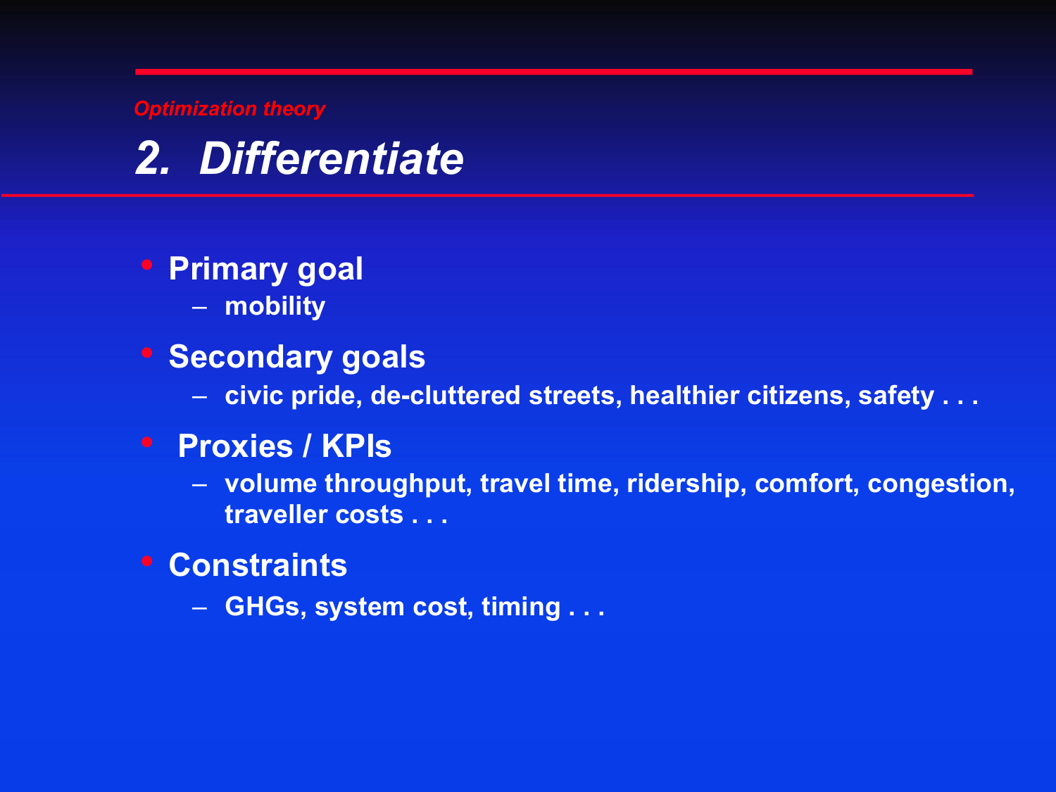*Optimization theory*

# *2. Differentiate*

- **Primary goal**
  - **mobility**
- **Secondary goals**
  - **civic pride, de-cluttered streets, healthier citizens, safety . . .**
- **Proxies / KPIs**
  - **volume throughput, travel time, ridership, comfort, congestion, traveller costs . . .**
- **Constraints**
  - **GHGs, system cost, timing . . .**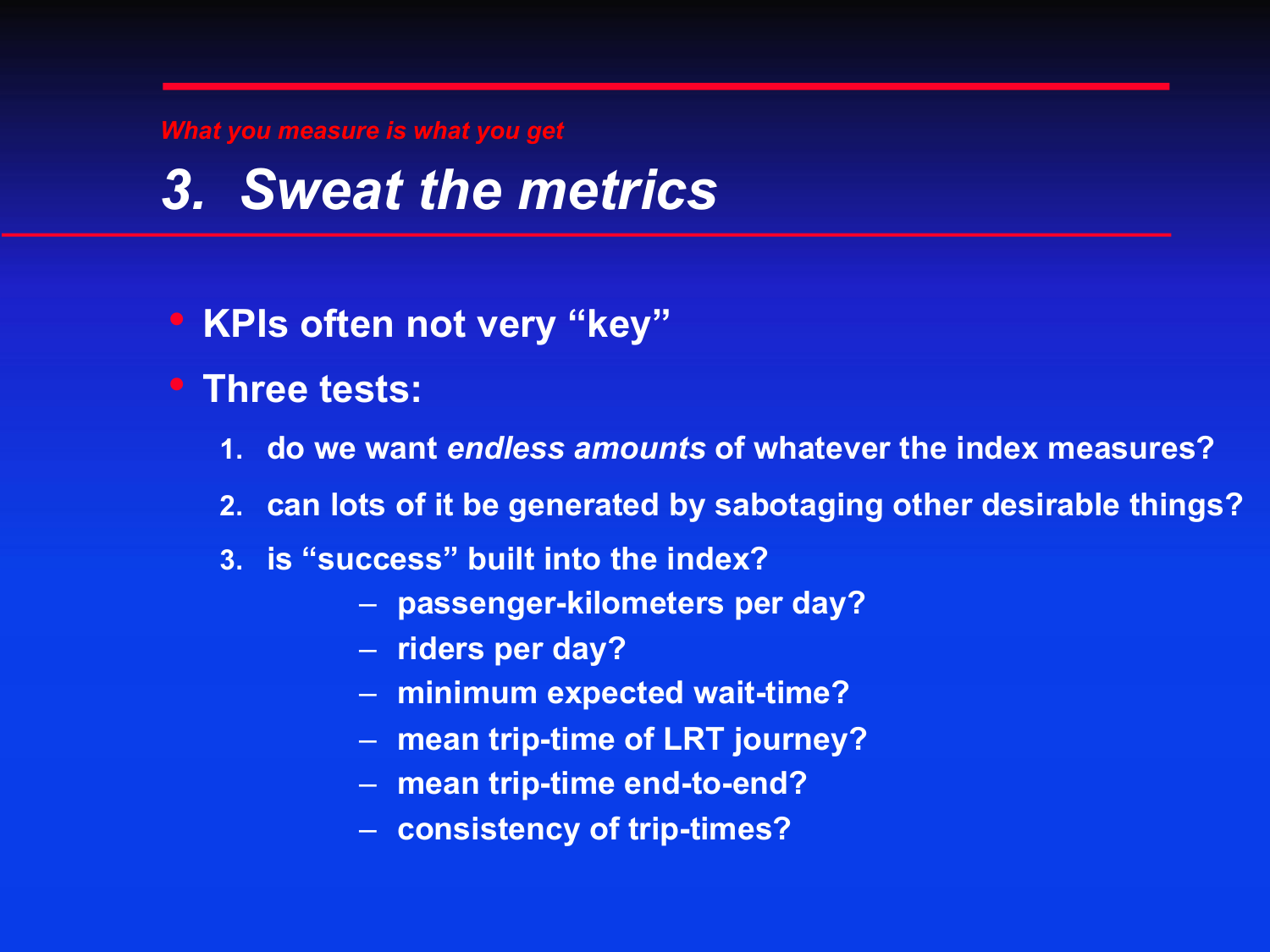*What you measure is what you get*

# *3. Sweat the metrics*

- **KPIs often not very "key"**
- **Three tests:**
  1. **do we want *endless amounts* of whatever the index measures?**
  2. **can lots of it be generated by sabotaging other desirable things?**
  3. **is "success" built into the index?**
     - **passenger-kilometers per day?**
     - **riders per day?**
     - **minimum expected wait-time?**
     - **mean trip-time of LRT journey?**
     - **mean trip-time end-to-end?**
     - **consistency of trip-times?**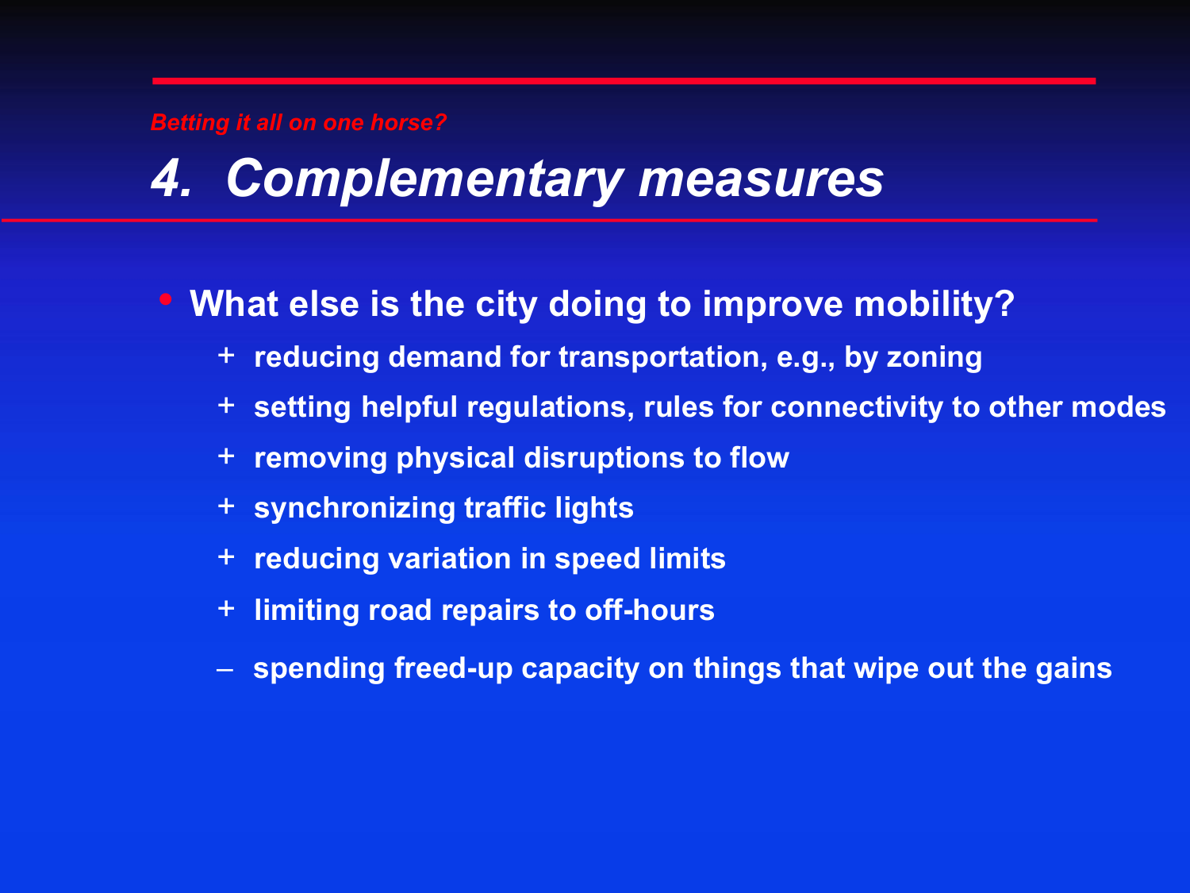*Betting it all on one horse?*

# *4. Complementary measures*

- **What else is the city doing to improve mobility?**
  - \+ **reducing demand for transportation, e.g., by zoning**
  - \+ **setting helpful regulations, rules for connectivity to other modes**
  - \+ **removing physical disruptions to flow**
  - \+ **synchronizing traffic lights**
  - \+ **reducing variation in speed limits**
  - \+ **limiting road repairs to off-hours**
  - – **spending freed-up capacity on things that wipe out the gains**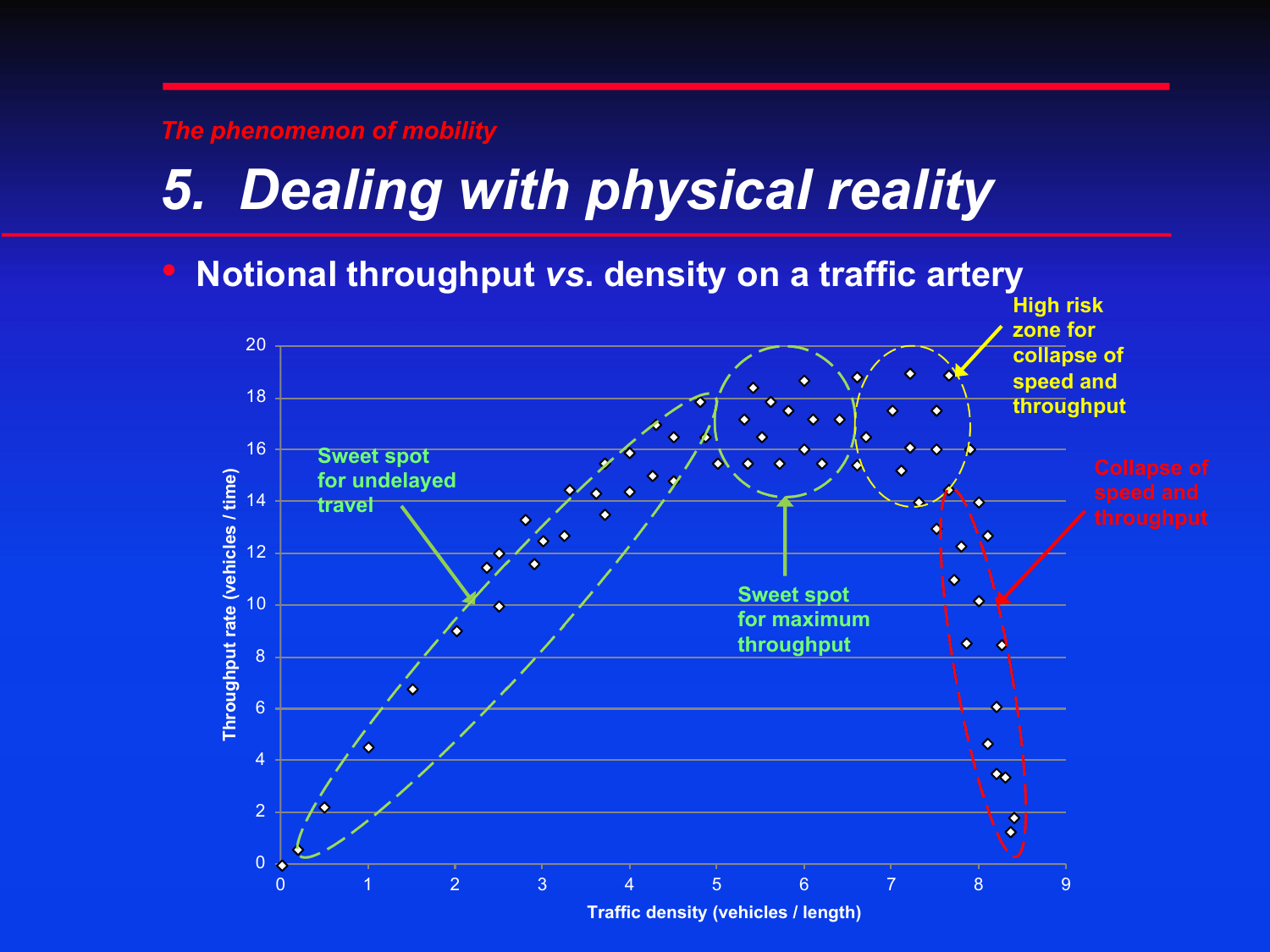*The phenomenon of mobility*

# 5. Dealing with physical reality

- **Notional throughput *vs*. density on a traffic artery**

Throughput rate (vehicles / time)

Traffic density (vehicles / length)

Sweet spot for undelayed travel

Sweet spot for maximum throughput

High risk zone for collapse of speed and throughput

Collapse of speed and throughput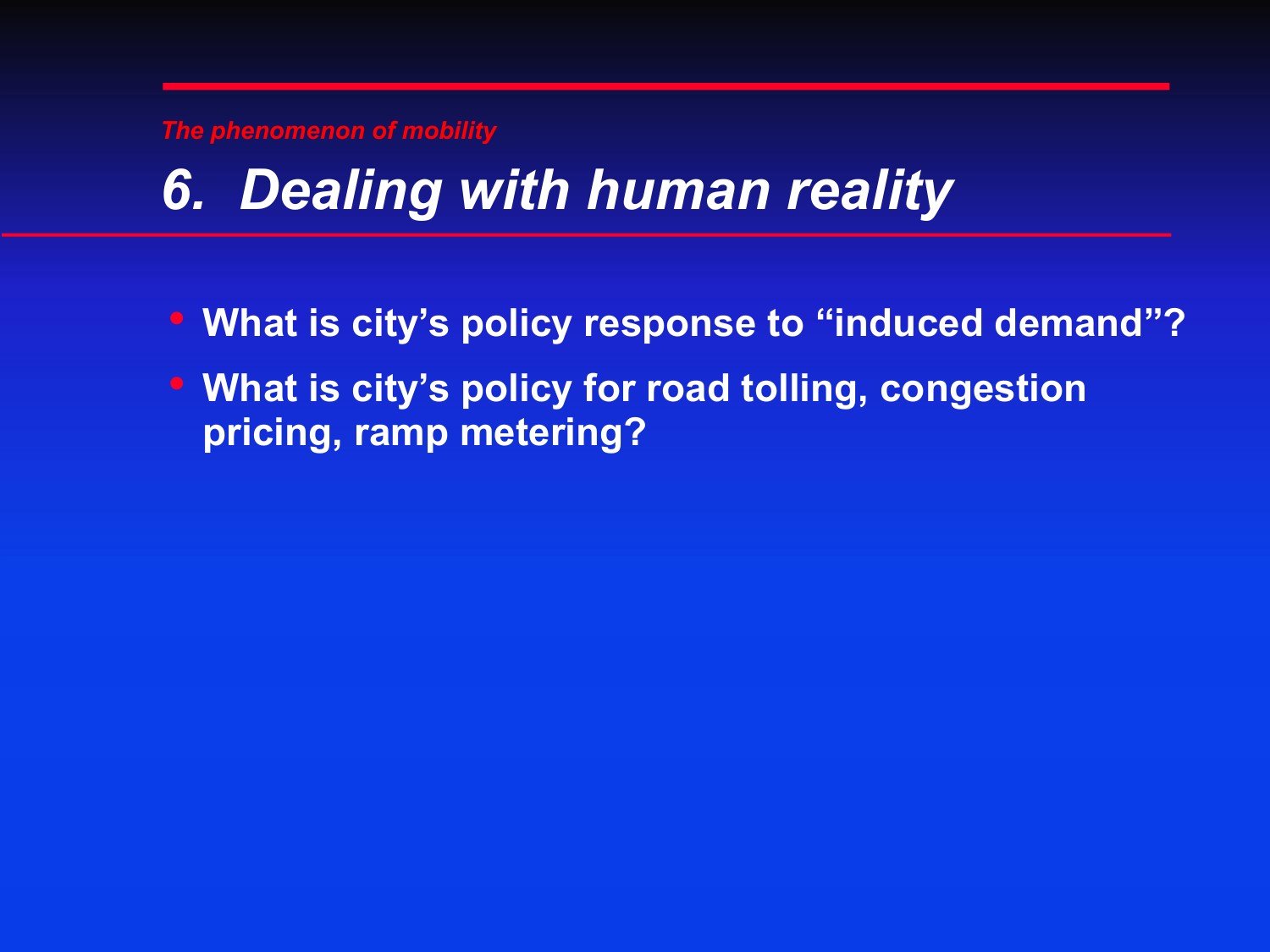*The phenomenon of mobility*

# *6. Dealing with human reality*

- **What is city’s policy response to “induced demand”?**
- **What is city’s policy for road tolling, congestion pricing, ramp metering?**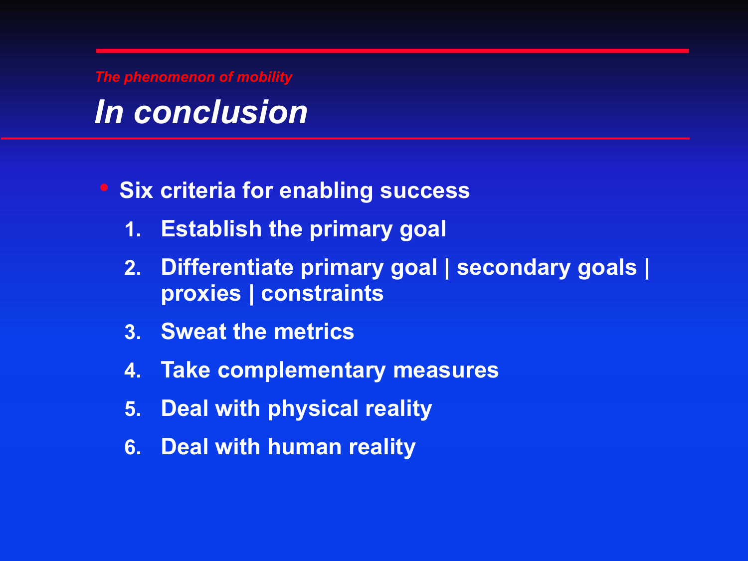*The phenomenon of mobility*

# *In conclusion*

- **Six criteria for enabling success**
  1. **Establish the primary goal**
  2. **Differentiate primary goal | secondary goals | proxies | constraints**
  3. **Sweat the metrics**
  4. **Take complementary measures**
  5. **Deal with physical reality**
  6. **Deal with human reality**